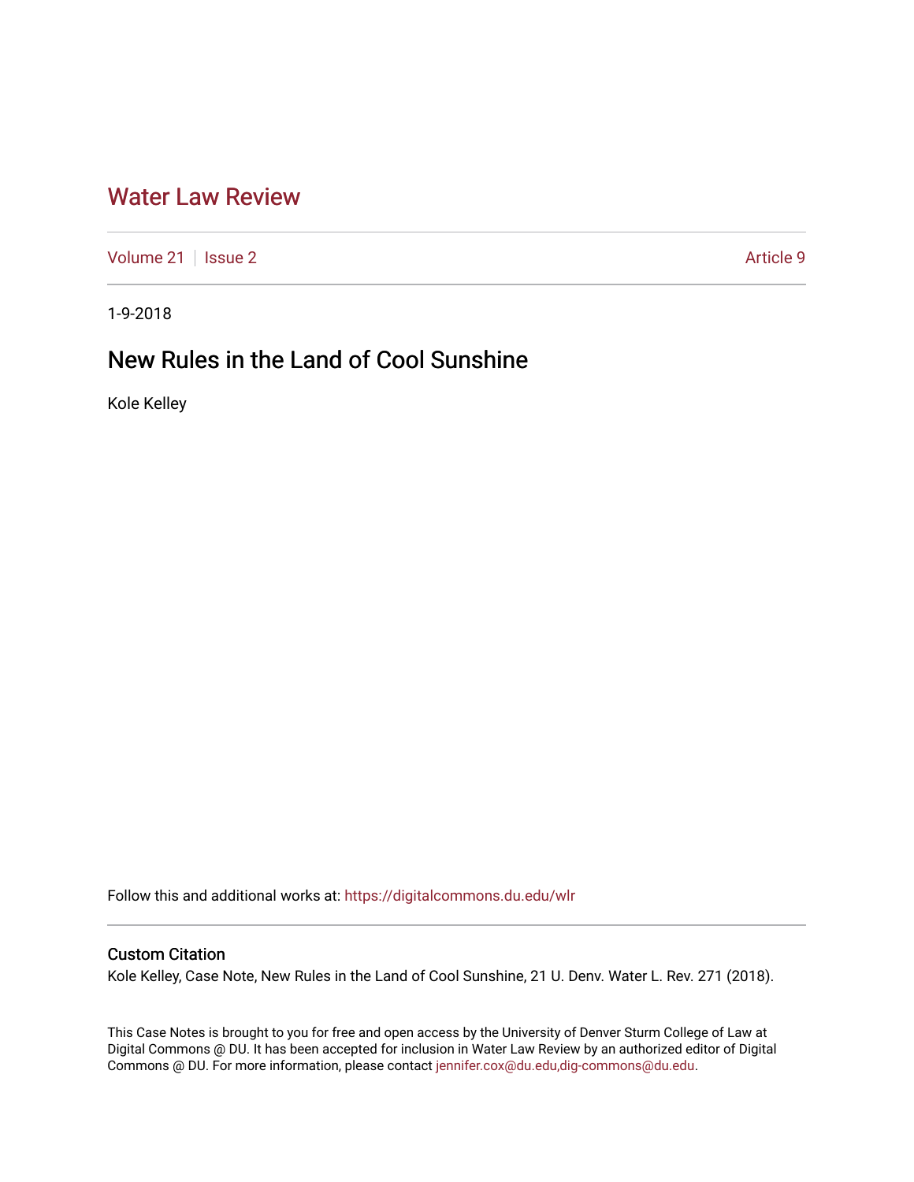# Water Law Review

Volume 21 | Issue 2 | Article 9

1-9-2018

## New Rules in the Land of Cool Sunshine

Kole Kelley

Follow this and additional works at: https://digitalcommons.du.edu/wlr

### Custom Citation

Kole Kelley, Case Note, New Rules in the Land of Cool Sunshine, 21 U. Denv. Water L. Rev. 271 (2018).

This Case Notes is brought to you for free and open access by the University of Denver Sturm College of Law at Digital Commons @ DU. It has been accepted for inclusion in Water Law Review by an authorized editor of Digital Commons @ DU. For more information, please contact jennifer.cox@du.edu,dig-commons@du.edu.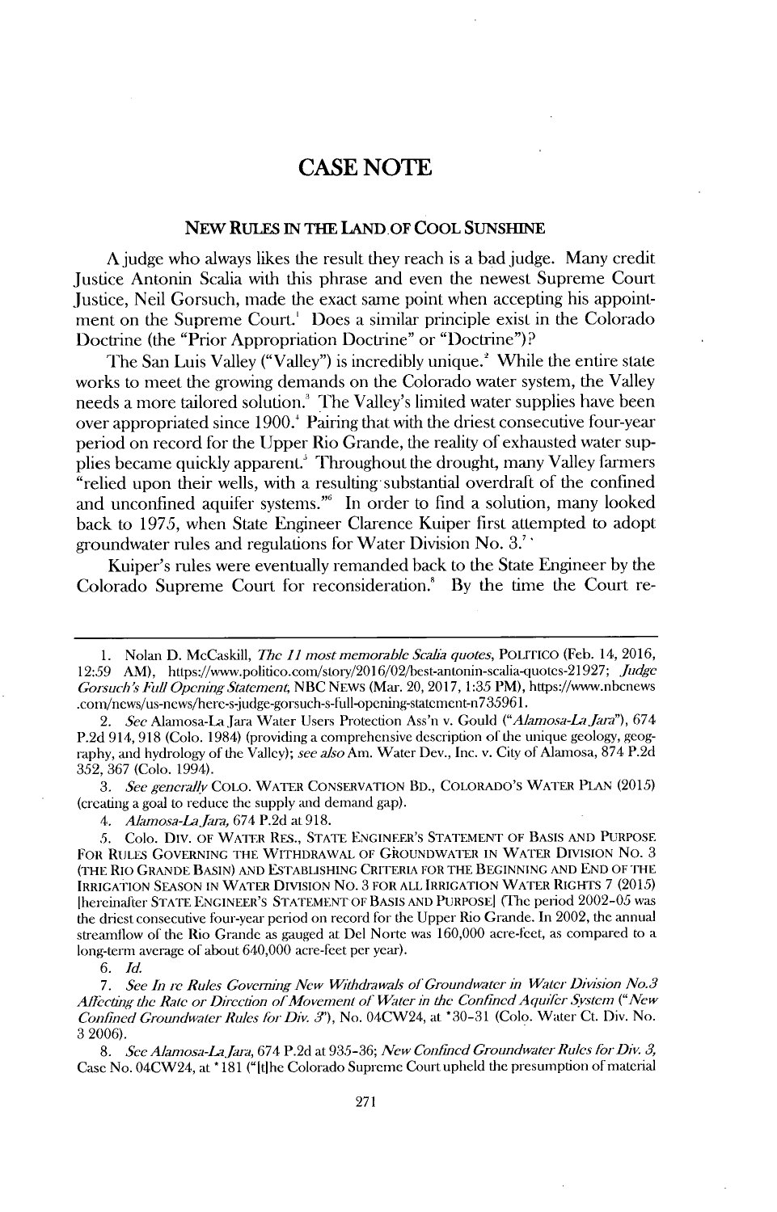# CASE NOTE

## NEW RULES IN THE LAND OF COOL SUNSHINE

A judge who always likes the result they reach is a bad judge. Many credit Justice Antonin Scalia with this phrase and even the newest Supreme Court Justice, Neil Gorsuch, made the exact same point when accepting his appointment on the Supreme Court.[1] Does a similar principle exist in the Colorado Doctrine (the "Prior Appropriation Doctrine" or "Doctrine")?

The San Luis Valley ("Valley") is incredibly unique.[2] While the entire state works to meet the growing demands on the Colorado water system, the Valley needs a more tailored solution.[3] The Valley's limited water supplies have been over appropriated since 1900.[4] Pairing that with the driest consecutive four-year period on record for the Upper Rio Grande, the reality of exhausted water supplies became quickly apparent.[5] Throughout the drought, many Valley farmers "relied upon their wells, with a resulting substantial overdraft of the confined and unconfined aquifer systems."[6] In order to find a solution, many looked back to 1975, when State Engineer Clarence Kuiper first attempted to adopt groundwater rules and regulations for Water Division No. 3.[7]

Kuiper's rules were eventually remanded back to the State Engineer by the Colorado Supreme Court for reconsideration.[8] By the time the Court re-

---

1. Nolan D. McCaskill, *The 11 most memorable Scalia quotes*, POLITICO (Feb. 14, 2016, 12:59 AM), https://www.politico.com/story/2016/02/best-antonin-scalia-quotes-21927; *Judge Gorsuch's Full Opening Statement*, NBC NEWS (Mar. 20, 2017, 1:35 PM), https://www.nbcnews.com/news/us-news/here-s-judge-gorsuch-s-full-opening-statement-n735961.

2. *See* Alamosa-La Jara Water Users Protection Ass'n v. Gould ("*Alamosa-La Jara*"), 674 P.2d 914, 918 (Colo. 1984) (providing a comprehensive description of the unique geology, geography, and hydrology of the Valley); *see also* Am. Water Dev., Inc. v. City of Alamosa, 874 P.2d 352, 367 (Colo. 1994).

3. *See generally* COLO. WATER CONSERVATION BD., COLORADO'S WATER PLAN (2015) (creating a goal to reduce the supply and demand gap).

4. *Alamosa-La Jara*, 674 P.2d at 918.

5. Colo. DIV. OF WATER RES., STATE ENGINEER'S STATEMENT OF BASIS AND PURPOSE FOR RULES GOVERNING THE WITHDRAWAL OF GROUNDWATER IN WATER DIVISION NO. 3 (THE RIO GRANDE BASIN) AND ESTABLISHING CRITERIA FOR THE BEGINNING AND END OF THE IRRIGATION SEASON IN WATER DIVISION NO. 3 FOR ALL IRRIGATION WATER RIGHTS 7 (2015) [hereinafter STATE ENGINEER'S STATEMENT OF BASIS AND PURPOSE] (The period 2002-05 was the driest consecutive four-year period on record for the Upper Rio Grande. In 2002, the annual streamflow of the Rio Grande as gauged at Del Norte was 160,000 acre-feet, as compared to a long-term average of about 640,000 acre-feet per year).

6. *Id.*

7. *See In re Rules Governing New Withdrawals of Groundwater in Water Division No.3 Affecting the Rate or Direction of Movement of Water in the Confined Aquifer System* ("*New Confined Groundwater Rules for Div. 3*"), No. 04CW24, at *30-31 (Colo. Water Ct. Div. No. 3 2006).

8. *See Alamosa-La Jara*, 674 P.2d at 935-36; *New Confined Groundwater Rules for Div. 3*, Case No. 04CW24, at *181 ("[t]he Colorado Supreme Court upheld the presumption of material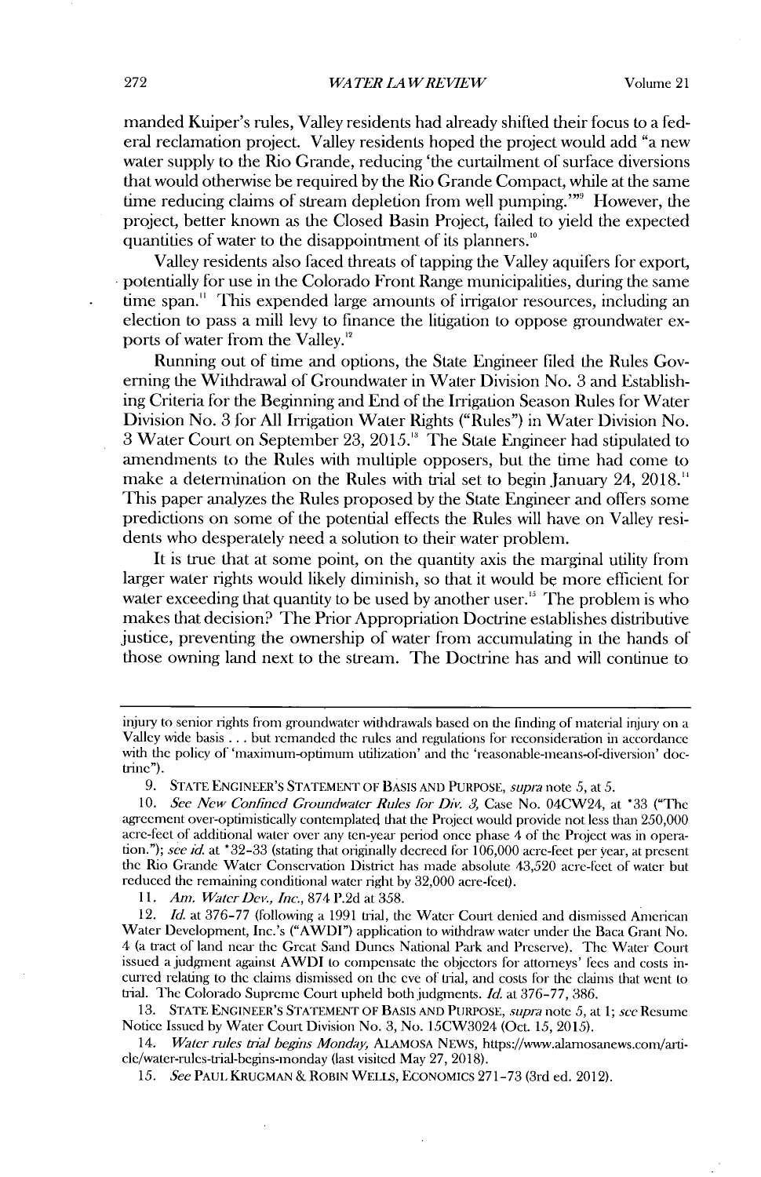manded Kuiper's rules, Valley residents had already shifted their focus to a federal reclamation project. Valley residents hoped the project would add "a new water supply to the Rio Grande, reducing 'the curtailment of surface diversions that would otherwise be required by the Rio Grande Compact, while at the same time reducing claims of stream depletion from well pumping.'"[9] However, the project, better known as the Closed Basin Project, failed to yield the expected quantities of water to the disappointment of its planners.[10]

Valley residents also faced threats of tapping the Valley aquifers for export, potentially for use in the Colorado Front Range municipalities, during the same time span.[11] This expended large amounts of irrigator resources, including an election to pass a mill levy to finance the litigation to oppose groundwater exports of water from the Valley.[12]

Running out of time and options, the State Engineer filed the Rules Governing the Withdrawal of Groundwater in Water Division No. 3 and Establishing Criteria for the Beginning and End of the Irrigation Season Rules for Water Division No. 3 for All Irrigation Water Rights ("Rules") in Water Division No. 3 Water Court on September 23, 2015.[13] The State Engineer had stipulated to amendments to the Rules with multiple opposers, but the time had come to make a determination on the Rules with trial set to begin January 24, 2018.[14] This paper analyzes the Rules proposed by the State Engineer and offers some predictions on some of the potential effects the Rules will have on Valley residents who desperately need a solution to their water problem.

It is true that at some point, on the quantity axis the marginal utility from larger water rights would likely diminish, so that it would be more efficient for water exceeding that quantity to be used by another user.[15] The problem is who makes that decision? The Prior Appropriation Doctrine establishes distributive justice, preventing the ownership of water from accumulating in the hands of those owning land next to the stream. The Doctrine has and will continue to

---

injury to senior rights from groundwater withdrawals based on the finding of material injury on a Valley wide basis . . . but remanded the rules and regulations for reconsideration in accordance with the policy of 'maximum-optimum utilization' and the 'reasonable-means-of-diversion' doctrine").

9. STATE ENGINEER'S STATEMENT OF BASIS AND PURPOSE, *supra* note 5, at 5.

10. *See New Confined Groundwater Rules for Div. 3*, Case No. 04CW24, at *33 ("The agreement over-optimistically contemplated that the Project would provide not less than 250,000 acre-feet of additional water over any ten-year period once phase 4 of the Project was in operation."); *see id.* at *32-33 (stating that originally decreed for 106,000 acre-feet per year, at present the Rio Grande Water Conservation District has made absolute 43,520 acre-feet of water but reduced the remaining conditional water right by 32,000 acre-feet).

11. *Am. Water Dev., Inc.*, 874 P.2d at 358.

12. *Id.* at 376-77 (following a 1991 trial, the Water Court denied and dismissed American Water Development, Inc.'s ("AWDI") application to withdraw water under the Baca Grant No. 4 (a tract of land near the Great Sand Dunes National Park and Preserve). The Water Court issued a judgment against AWDI to compensate the objectors for attorneys' fees and costs incurred relating to the claims dismissed on the eve of trial, and costs for the claims that went to trial. The Colorado Supreme Court upheld both judgments. *Id.* at 376-77, 386.

13. STATE ENGINEER'S STATEMENT OF BASIS AND PURPOSE, *supra* note 5, at 1; *see* Resume Notice Issued by Water Court Division No. 3, No. 15CW3024 (Oct. 15, 2015).

14. *Water rules trial begins Monday*, ALAMOSA NEWS, https://www.alamosanews.com/article/water-rules-trial-begins-monday (last visited May 27, 2018).

15. *See* PAUL KRUGMAN & ROBIN WELLS, ECONOMICS 271-73 (3rd ed. 2012).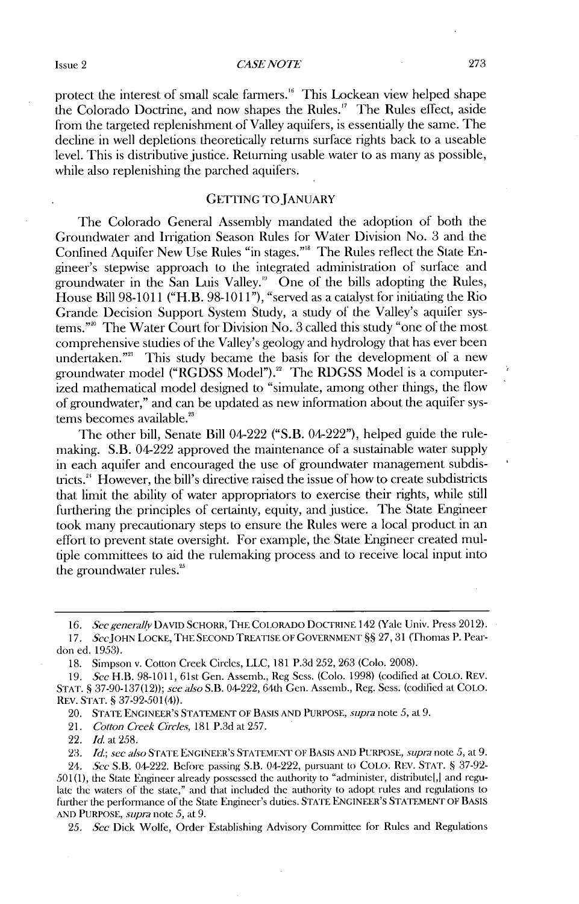protect the interest of small scale farmers.[16] This Lockean view helped shape the Colorado Doctrine, and now shapes the Rules.[17] The Rules effect, aside from the targeted replenishment of Valley aquifers, is essentially the same. The decline in well depletions theoretically returns surface rights back to a useable level. This is distributive justice. Returning usable water to as many as possible, while also replenishing the parched aquifers.

## GETTING TO JANUARY

The Colorado General Assembly mandated the adoption of both the Groundwater and Irrigation Season Rules for Water Division No. 3 and the Confined Aquifer New Use Rules "in stages."[18] The Rules reflect the State Engineer's stepwise approach to the integrated administration of surface and groundwater in the San Luis Valley.[19] One of the bills adopting the Rules, House Bill 98-1011 ("H.B. 98-1011"), "served as a catalyst for initiating the Rio Grande Decision Support System Study, a study of the Valley's aquifer systems."[20] The Water Court for Division No. 3 called this study "one of the most comprehensive studies of the Valley's geology and hydrology that has ever been undertaken."[21] This study became the basis for the development of a new groundwater model ("RGDSS Model").[22] The RDGSS Model is a computerized mathematical model designed to "simulate, among other things, the flow of groundwater," and can be updated as new information about the aquifer systems becomes available.[23]

The other bill, Senate Bill 04-222 ("S.B. 04-222"), helped guide the rulemaking. S.B. 04-222 approved the maintenance of a sustainable water supply in each aquifer and encouraged the use of groundwater management subdistricts.[24] However, the bill's directive raised the issue of how to create subdistricts that limit the ability of water appropriators to exercise their rights, while still furthering the principles of certainty, equity, and justice. The State Engineer took many precautionary steps to ensure the Rules were a local product in an effort to prevent state oversight. For example, the State Engineer created multiple committees to aid the rulemaking process and to receive local input into the groundwater rules.[25]

---

16. *See generally* DAVID SCHORR, THE COLORADO DOCTRINE 142 (Yale Univ. Press 2012).

17. *See* JOHN LOCKE, THE SECOND TREATISE OF GOVERNMENT §§ 27, 31 (Thomas P. Peardon ed. 1953).

18. Simpson v. Cotton Creek Circles, LLC, 181 P.3d 252, 263 (Colo. 2008).

19. *See* H.B. 98-1011, 61st Gen. Assemb., Reg Sess. (Colo. 1998) (codified at COLO. REV. STAT. § 37-90-137(12)); *see also* S.B. 04-222, 64th Gen. Assemb., Reg. Sess. (codified at COLO. REV. STAT. § 37-92-501(4)).

20. STATE ENGINEER'S STATEMENT OF BASIS AND PURPOSE, *supra* note 5, at 9.

21. *Cotton Creek Circles*, 181 P.3d at 257.

22. *Id.* at 258.

23. *Id.*; *see also* STATE ENGINEER'S STATEMENT OF BASIS AND PURPOSE, *supra* note 5, at 9.

24. *See* S.B. 04-222. Before passing S.B. 04-222, pursuant to COLO. REV. STAT. § 37-92-501(1), the State Engineer already possessed the authority to "administer, distribute[,] and regulate the waters of the state," and that included the authority to adopt rules and regulations to further the performance of the State Engineer's duties. STATE ENGINEER'S STATEMENT OF BASIS AND PURPOSE, *supra* note 5, at 9.

25. *See* Dick Wolfe, Order Establishing Advisory Committee for Rules and Regulations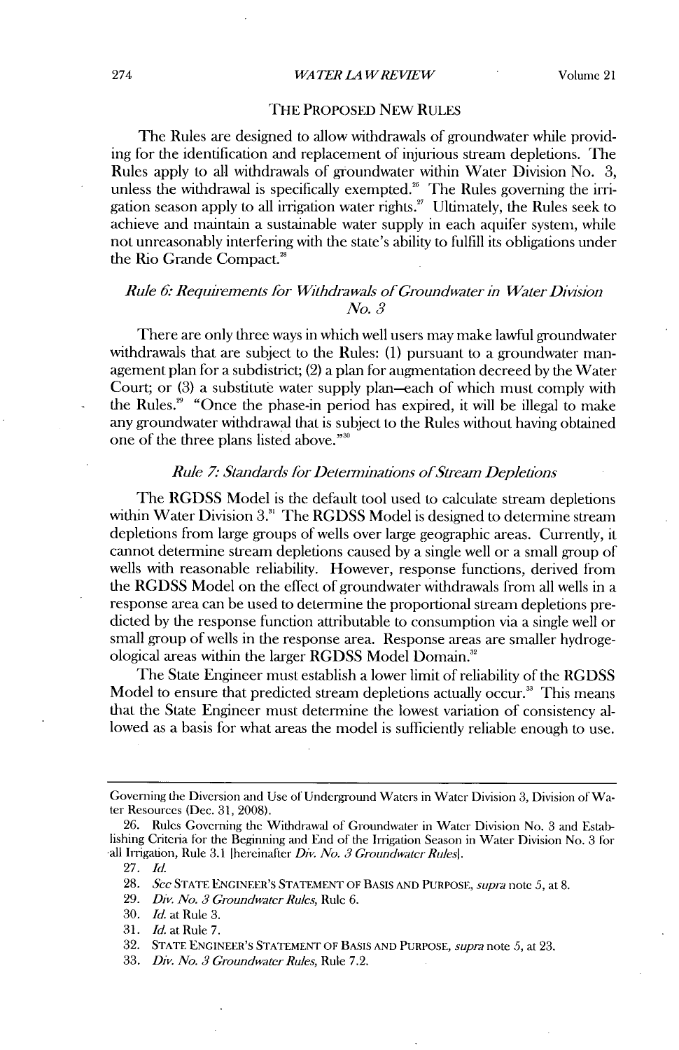## THE PROPOSED NEW RULES

The Rules are designed to allow withdrawals of groundwater while providing for the identification and replacement of injurious stream depletions. The Rules apply to all withdrawals of groundwater within Water Division No. 3, unless the withdrawal is specifically exempted.[26] The Rules governing the irrigation season apply to all irrigation water rights.[27] Ultimately, the Rules seek to achieve and maintain a sustainable water supply in each aquifer system, while not unreasonably interfering with the state's ability to fulfill its obligations under the Rio Grande Compact.[28]

### *Rule 6: Requirements for Withdrawals of Groundwater in Water Division No. 3*

There are only three ways in which well users may make lawful groundwater withdrawals that are subject to the Rules: (1) pursuant to a groundwater management plan for a subdistrict; (2) a plan for augmentation decreed by the Water Court; or (3) a substitute water supply plan—each of which must comply with the Rules.[29] "Once the phase-in period has expired, it will be illegal to make any groundwater withdrawal that is subject to the Rules without having obtained one of the three plans listed above."[30]

### *Rule 7: Standards for Determinations of Stream Depletions*

The RGDSS Model is the default tool used to calculate stream depletions within Water Division 3.[31] The RGDSS Model is designed to determine stream depletions from large groups of wells over large geographic areas. Currently, it cannot determine stream depletions caused by a single well or a small group of wells with reasonable reliability. However, response functions, derived from the RGDSS Model on the effect of groundwater withdrawals from all wells in a response area can be used to determine the proportional stream depletions predicted by the response function attributable to consumption via a single well or small group of wells in the response area. Response areas are smaller hydrogeological areas within the larger RGDSS Model Domain.[32]

The State Engineer must establish a lower limit of reliability of the RGDSS Model to ensure that predicted stream depletions actually occur.[33] This means that the State Engineer must determine the lowest variation of consistency allowed as a basis for what areas the model is sufficiently reliable enough to use.

---

Governing the Diversion and Use of Underground Waters in Water Division 3, Division of Water Resources (Dec. 31, 2008).

26. Rules Governing the Withdrawal of Groundwater in Water Division No. 3 and Establishing Criteria for the Beginning and End of the Irrigation Season in Water Division No. 3 for all Irrigation, Rule 3.1 [hereinafter *Div. No. 3 Groundwater Rules*].

27. *Id.*

28. *See* STATE ENGINEER'S STATEMENT OF BASIS AND PURPOSE, *supra* note 5, at 8.

29. *Div. No. 3 Groundwater Rules*, Rule 6.

30. *Id.* at Rule 3.

31. *Id.* at Rule 7.

32. STATE ENGINEER'S STATEMENT OF BASIS AND PURPOSE, *supra* note 5, at 23.

33. *Div. No. 3 Groundwater Rules*, Rule 7.2.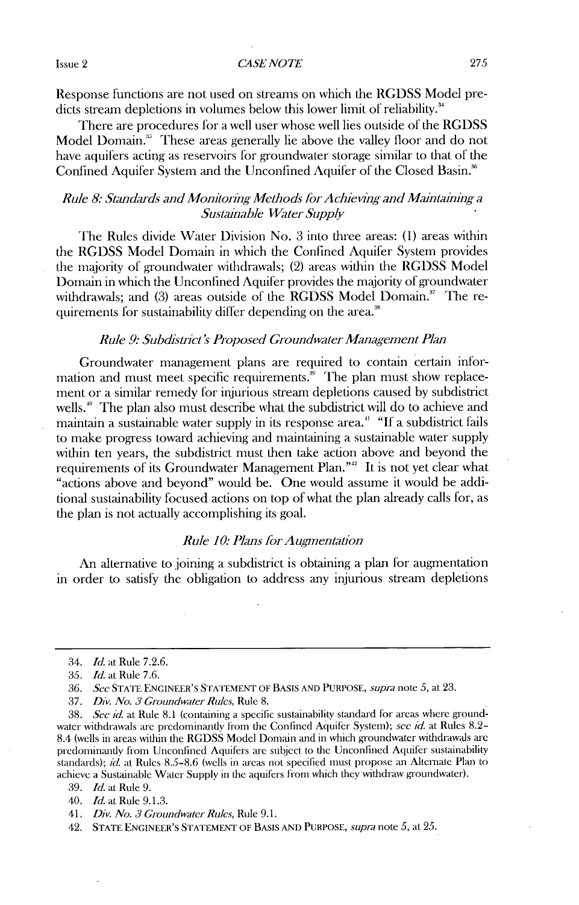Response functions are not used on streams on which the RGDSS Model predicts stream depletions in volumes below this lower limit of reliability.[34]

There are procedures for a well user whose well lies outside of the RGDSS Model Domain.[35] These areas generally lie above the valley floor and do not have aquifers acting as reservoirs for groundwater storage similar to that of the Confined Aquifer System and the Unconfined Aquifer of the Closed Basin.[36]

### *Rule 8: Standards and Monitoring Methods for Achieving and Maintaining a Sustainable Water Supply*

The Rules divide Water Division No. 3 into three areas: (1) areas within the RGDSS Model Domain in which the Confined Aquifer System provides the majority of groundwater withdrawals; (2) areas within the RGDSS Model Domain in which the Unconfined Aquifer provides the majority of groundwater withdrawals; and (3) areas outside of the RGDSS Model Domain.[37] The requirements for sustainability differ depending on the area.[38]

### *Rule 9: Subdistrict's Proposed Groundwater Management Plan*

Groundwater management plans are required to contain certain information and must meet specific requirements.[39] The plan must show replacement or a similar remedy for injurious stream depletions caused by subdistrict wells.[40] The plan also must describe what the subdistrict will do to achieve and maintain a sustainable water supply in its response area.[41] "If a subdistrict fails to make progress toward achieving and maintaining a sustainable water supply within ten years, the subdistrict must then take action above and beyond the requirements of its Groundwater Management Plan."[42] It is not yet clear what "actions above and beyond" would be. One would assume it would be additional sustainability focused actions on top of what the plan already calls for, as the plan is not actually accomplishing its goal.

### *Rule 10: Plans for Augmentation*

An alternative to joining a subdistrict is obtaining a plan for augmentation in order to satisfy the obligation to address any injurious stream depletions

---

34. *Id.* at Rule 7.2.6.

35. *Id.* at Rule 7.6.

36. *See* STATE ENGINEER'S STATEMENT OF BASIS AND PURPOSE, *supra* note 5, at 23.

37. *Div. No. 3 Groundwater Rules*, Rule 8.

38. *See id.* at Rule 8.1 (containing a specific sustainability standard for areas where groundwater withdrawals are predominantly from the Confined Aquifer System); *see id.* at Rules 8.2–8.4 (wells in areas within the RGDSS Model Domain and in which groundwater withdrawals are predominantly from Unconfined Aquifers are subject to the Unconfined Aquifer sustainability standards); *id.* at Rules 8.5–8.6 (wells in areas not specified must propose an Alternate Plan to achieve a Sustainable Water Supply in the aquifers from which they withdraw groundwater).

39. *Id.* at Rule 9.

40. *Id.* at Rule 9.1.3.

41. *Div. No. 3 Groundwater Rules*, Rule 9.1.

42. STATE ENGINEER'S STATEMENT OF BASIS AND PURPOSE, *supra* note 5, at 25.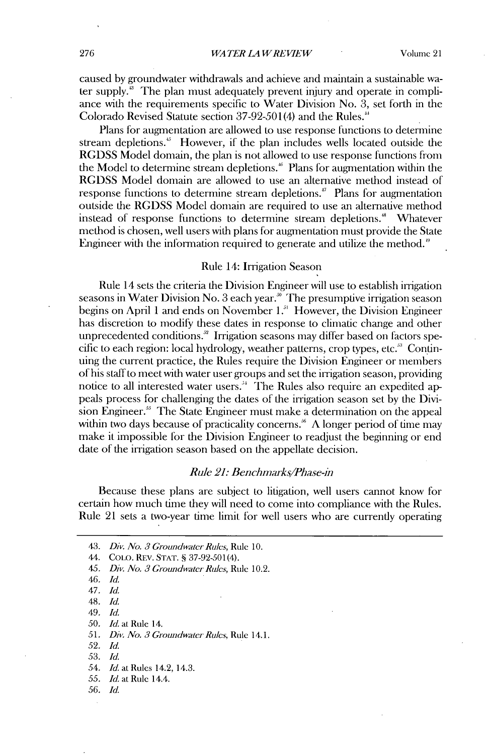caused by groundwater withdrawals and achieve and maintain a sustainable water supply.[43] The plan must adequately prevent injury and operate in compliance with the requirements specific to Water Division No. 3, set forth in the Colorado Revised Statute section 37-92-501(4) and the Rules.[44]

Plans for augmentation are allowed to use response functions to determine stream depletions.[45] However, if the plan includes wells located outside the RGDSS Model domain, the plan is not allowed to use response functions from the Model to determine stream depletions.[46] Plans for augmentation within the RGDSS Model domain are allowed to use an alternative method instead of response functions to determine stream depletions.[47] Plans for augmentation outside the RGDSS Model domain are required to use an alternative method instead of response functions to determine stream depletions.[48] Whatever method is chosen, well users with plans for augmentation must provide the State Engineer with the information required to generate and utilize the method.[49]

### Rule 14: Irrigation Season

Rule 14 sets the criteria the Division Engineer will use to establish irrigation seasons in Water Division No. 3 each year.[50] The presumptive irrigation season begins on April 1 and ends on November 1.[51] However, the Division Engineer has discretion to modify these dates in response to climatic change and other unprecedented conditions.[52] Irrigation seasons may differ based on factors specific to each region: local hydrology, weather patterns, crop types, etc.[53] Continuing the current practice, the Rules require the Division Engineer or members of his staff to meet with water user groups and set the irrigation season, providing notice to all interested water users.[54] The Rules also require an expedited appeals process for challenging the dates of the irrigation season set by the Division Engineer.[55] The State Engineer must make a determination on the appeal within two days because of practicality concerns.[56] A longer period of time may make it impossible for the Division Engineer to readjust the beginning or end date of the irrigation season based on the appellate decision.

### *Rule 21: Benchmarks/Phase-in*

Because these plans are subject to litigation, well users cannot know for certain how much time they will need to come into compliance with the Rules. Rule 21 sets a two-year time limit for well users who are currently operating

---

43. *Div. No. 3 Groundwater Rules*, Rule 10.
44. COLO. REV. STAT. § 37-92-501(4).
45. *Div. No. 3 Groundwater Rules*, Rule 10.2.
46. *Id.*
47. *Id.*
48. *Id.*
49. *Id.*
50. *Id.* at Rule 14.
51. *Div. No. 3 Groundwater Rules*, Rule 14.1.
52. *Id.*
53. *Id.*
54. *Id.* at Rules 14.2, 14.3.
55. *Id.* at Rule 14.4.
56. *Id.*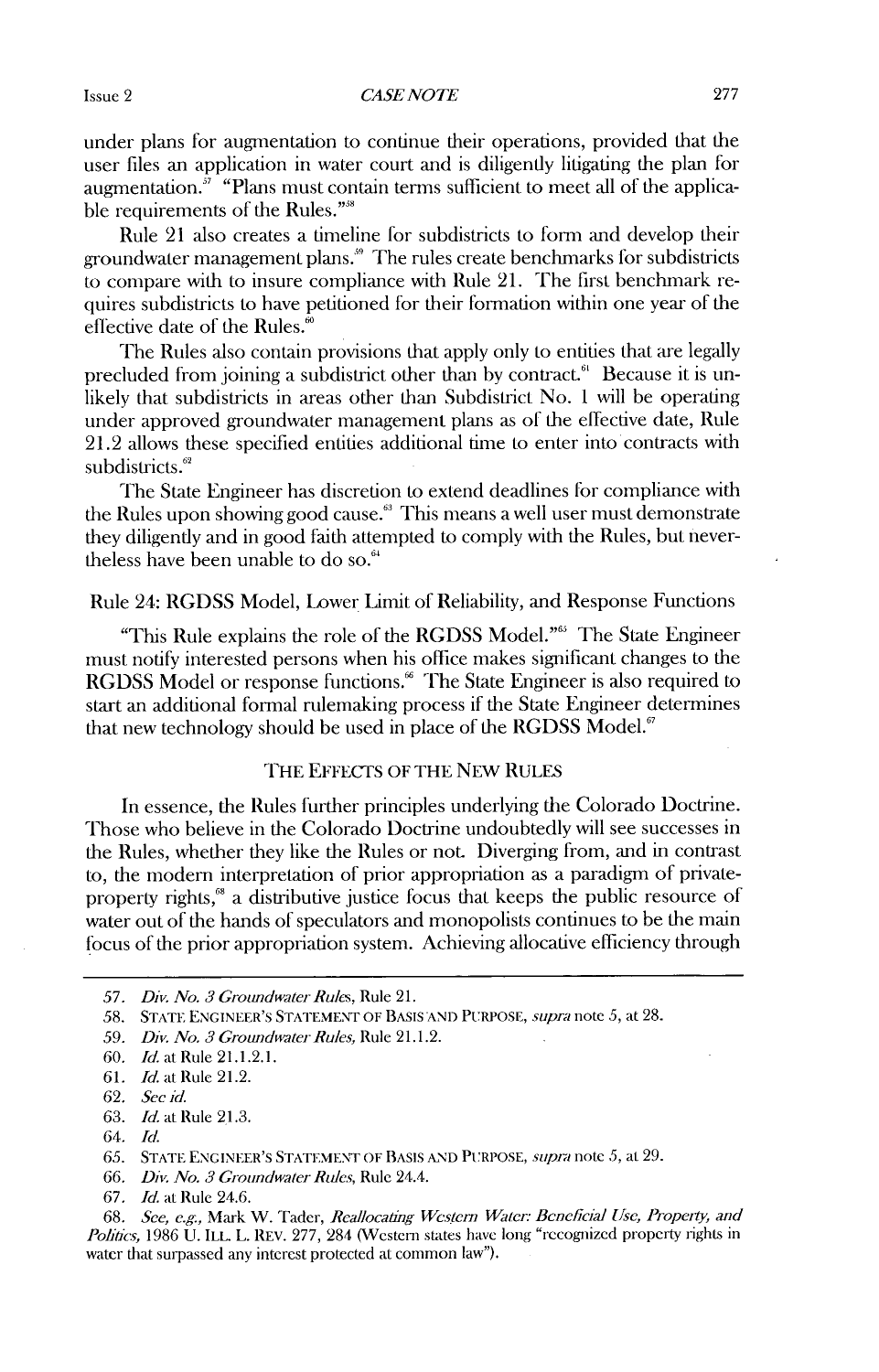under plans for augmentation to continue their operations, provided that the user files an application in water court and is diligently litigating the plan for augmentation.[57] "Plans must contain terms sufficient to meet all of the applicable requirements of the Rules."[58]

Rule 21 also creates a timeline for subdistricts to form and develop their groundwater management plans.[59] The rules create benchmarks for subdistricts to compare with to insure compliance with Rule 21. The first benchmark requires subdistricts to have petitioned for their formation within one year of the effective date of the Rules.[60]

The Rules also contain provisions that apply only to entities that are legally precluded from joining a subdistrict other than by contract.[61] Because it is unlikely that subdistricts in areas other than Subdistrict No. 1 will be operating under approved groundwater management plans as of the effective date, Rule 21.2 allows these specified entities additional time to enter into contracts with subdistricts.[62]

The State Engineer has discretion to extend deadlines for compliance with the Rules upon showing good cause.[63] This means a well user must demonstrate they diligently and in good faith attempted to comply with the Rules, but nevertheless have been unable to do so.[64]

Rule 24: RGDSS Model, Lower Limit of Reliability, and Response Functions

"This Rule explains the role of the RGDSS Model."[65] The State Engineer must notify interested persons when his office makes significant changes to the RGDSS Model or response functions.[66] The State Engineer is also required to start an additional formal rulemaking process if the State Engineer determines that new technology should be used in place of the RGDSS Model.[67]

## THE EFFECTS OF THE NEW RULES

In essence, the Rules further principles underlying the Colorado Doctrine. Those who believe in the Colorado Doctrine undoubtedly will see successes in the Rules, whether they like the Rules or not. Diverging from, and in contrast to, the modern interpretation of prior appropriation as a paradigm of private-property rights,[68] a distributive justice focus that keeps the public resource of water out of the hands of speculators and monopolists continues to be the main focus of the prior appropriation system. Achieving allocative efficiency through

---

57. *Div. No. 3 Groundwater Rules*, Rule 21.

58. STATE ENGINEER'S STATEMENT OF BASIS AND PURPOSE, *supra* note 5, at 28.

59. *Div. No. 3 Groundwater Rules*, Rule 21.1.2.

60. *Id.* at Rule 21.1.2.1.

61. *Id.* at Rule 21.2.

62. *See id.*

63. *Id.* at Rule 21.3.

64. *Id.*

65. STATE ENGINEER'S STATEMENT OF BASIS AND PURPOSE, *supra* note 5, at 29.

66. *Div. No. 3 Groundwater Rules*, Rule 24.4.

67. *Id.* at Rule 24.6.

68. *See, e.g.*, Mark W. Tader, *Reallocating Western Water: Beneficial Use, Property, and Politics*, 1986 U. ILL. L. REV. 277, 284 (Western states have long "recognized property rights in water that surpassed any interest protected at common law").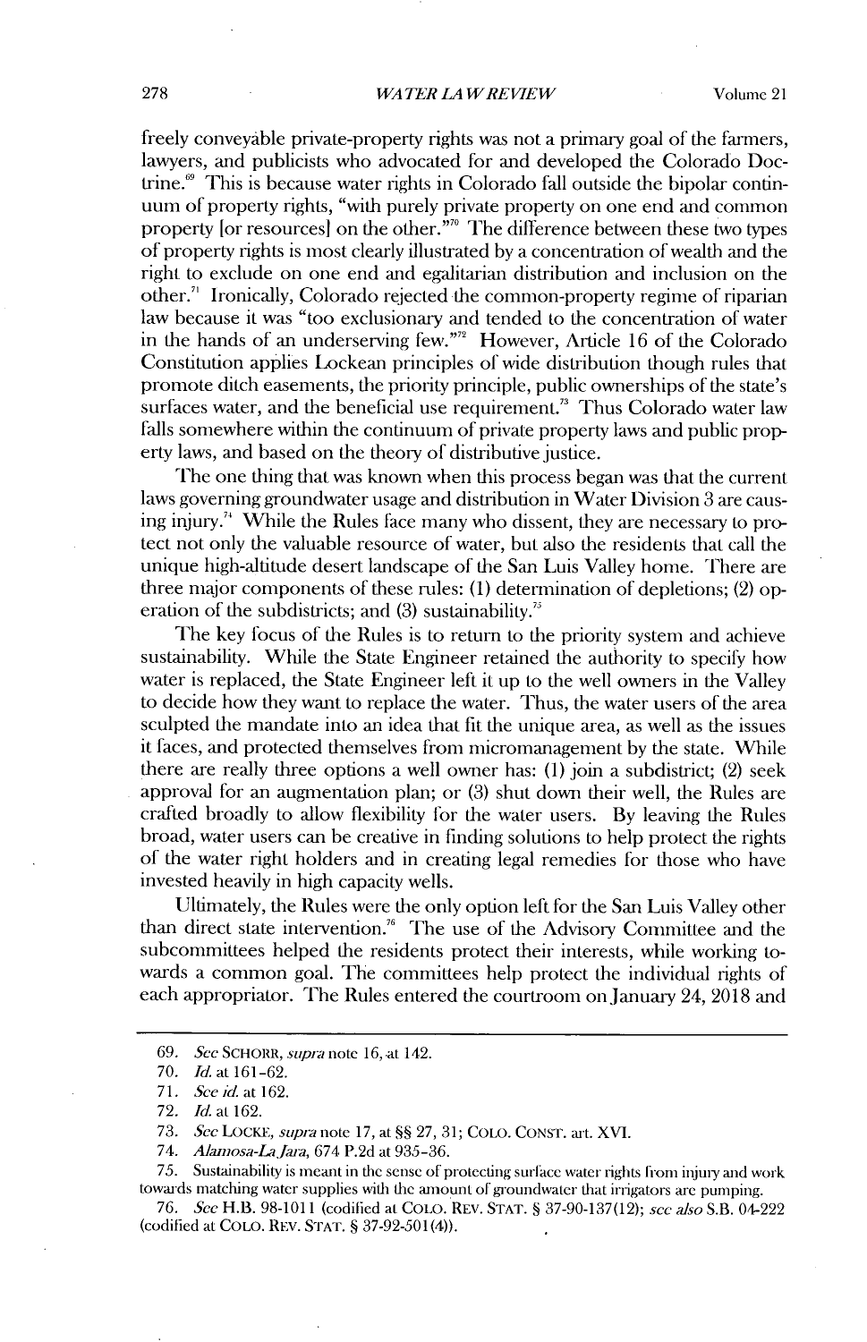freely conveyable private-property rights was not a primary goal of the farmers, lawyers, and publicists who advocated for and developed the Colorado Doctrine.[69] This is because water rights in Colorado fall outside the bipolar continuum of property rights, "with purely private property on one end and common property [or resources] on the other."[70] The difference between these two types of property rights is most clearly illustrated by a concentration of wealth and the right to exclude on one end and egalitarian distribution and inclusion on the other.[71] Ironically, Colorado rejected the common-property regime of riparian law because it was "too exclusionary and tended to the concentration of water in the hands of an underserving few."[72] However, Article 16 of the Colorado Constitution applies Lockean principles of wide distribution though rules that promote ditch easements, the priority principle, public ownerships of the state's surfaces water, and the beneficial use requirement.[73] Thus Colorado water law falls somewhere within the continuum of private property laws and public property laws, and based on the theory of distributive justice.

The one thing that was known when this process began was that the current laws governing groundwater usage and distribution in Water Division 3 are causing injury.[74] While the Rules face many who dissent, they are necessary to protect not only the valuable resource of water, but also the residents that call the unique high-altitude desert landscape of the San Luis Valley home. There are three major components of these rules: (1) determination of depletions; (2) operation of the subdistricts; and (3) sustainability.[75]

The key focus of the Rules is to return to the priority system and achieve sustainability. While the State Engineer retained the authority to specify how water is replaced, the State Engineer left it up to the well owners in the Valley to decide how they want to replace the water. Thus, the water users of the area sculpted the mandate into an idea that fit the unique area, as well as the issues it faces, and protected themselves from micromanagement by the state. While there are really three options a well owner has: (1) join a subdistrict; (2) seek approval for an augmentation plan; or (3) shut down their well, the Rules are crafted broadly to allow flexibility for the water users. By leaving the Rules broad, water users can be creative in finding solutions to help protect the rights of the water right holders and in creating legal remedies for those who have invested heavily in high capacity wells.

Ultimately, the Rules were the only option left for the San Luis Valley other than direct state intervention.[76] The use of the Advisory Committee and the subcommittees helped the residents protect their interests, while working towards a common goal. The committees help protect the individual rights of each appropriator. The Rules entered the courtroom on January 24, 2018 and

---

69. *See* SCHORR, *supra* note 16, at 142.

70. *Id.* at 161-62.

71. *See id.* at 162.

72. *Id.* at 162.

73. *See* LOCKE, *supra* note 17, at §§ 27, 31; COLO. CONST. art. XVI.

74. *Alamosa-La Jara*, 674 P.2d at 935-36.

75. Sustainability is meant in the sense of protecting surface water rights from injury and work towards matching water supplies with the amount of groundwater that irrigators are pumping.

76. *See* H.B. 98-1011 (codified at COLO. REV. STAT. § 37-90-137(12); *see also* S.B. 04-222 (codified at COLO. REV. STAT. § 37-92-501(4)).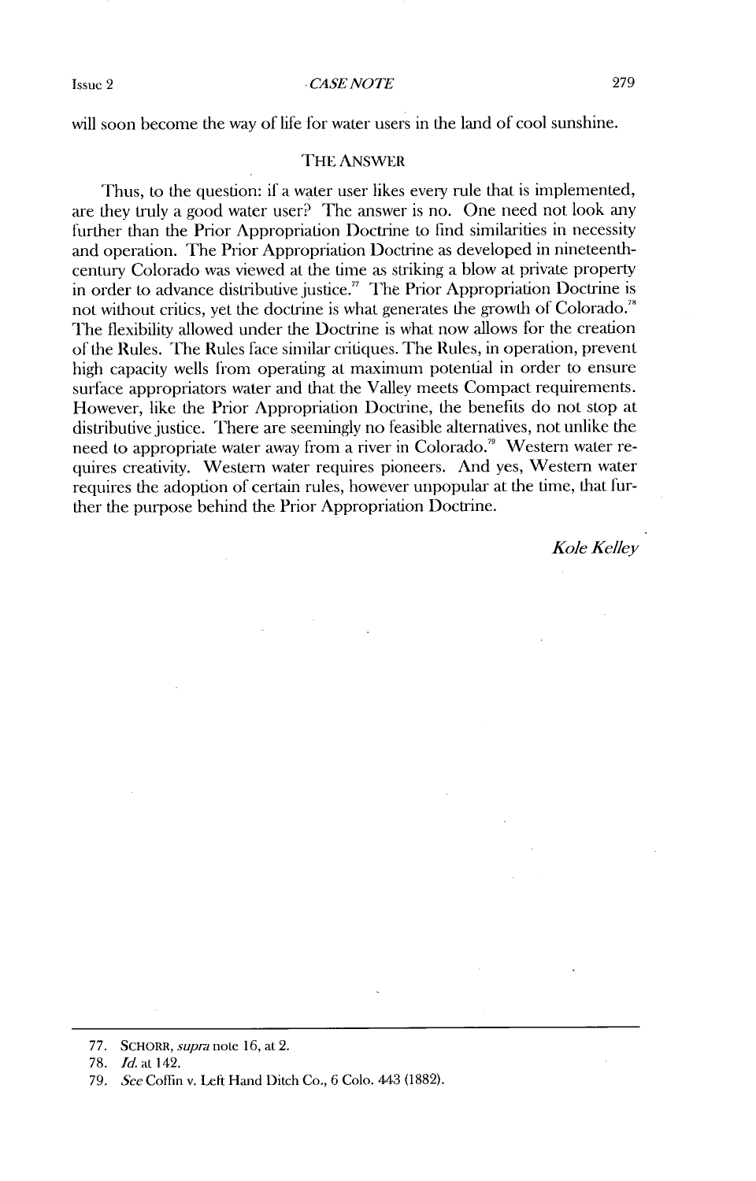will soon become the way of life for water users in the land of cool sunshine.

## THE ANSWER

Thus, to the question: if a water user likes every rule that is implemented, are they truly a good water user? The answer is no. One need not look any further than the Prior Appropriation Doctrine to find similarities in necessity and operation. The Prior Appropriation Doctrine as developed in nineteenth-century Colorado was viewed at the time as striking a blow at private property in order to advance distributive justice.[77] The Prior Appropriation Doctrine is not without critics, yet the doctrine is what generates the growth of Colorado.[78] The flexibility allowed under the Doctrine is what now allows for the creation of the Rules. The Rules face similar critiques. The Rules, in operation, prevent high capacity wells from operating at maximum potential in order to ensure surface appropriators water and that the Valley meets Compact requirements. However, like the Prior Appropriation Doctrine, the benefits do not stop at distributive justice. There are seemingly no feasible alternatives, not unlike the need to appropriate water away from a river in Colorado.[79] Western water requires creativity. Western water requires pioneers. And yes, Western water requires the adoption of certain rules, however unpopular at the time, that further the purpose behind the Prior Appropriation Doctrine.

*Kole Kelley*

---

77. SCHORR, *supra* note 16, at 2.

78. *Id.* at 142.

79. *See* Coffin v. Left Hand Ditch Co., 6 Colo. 443 (1882).